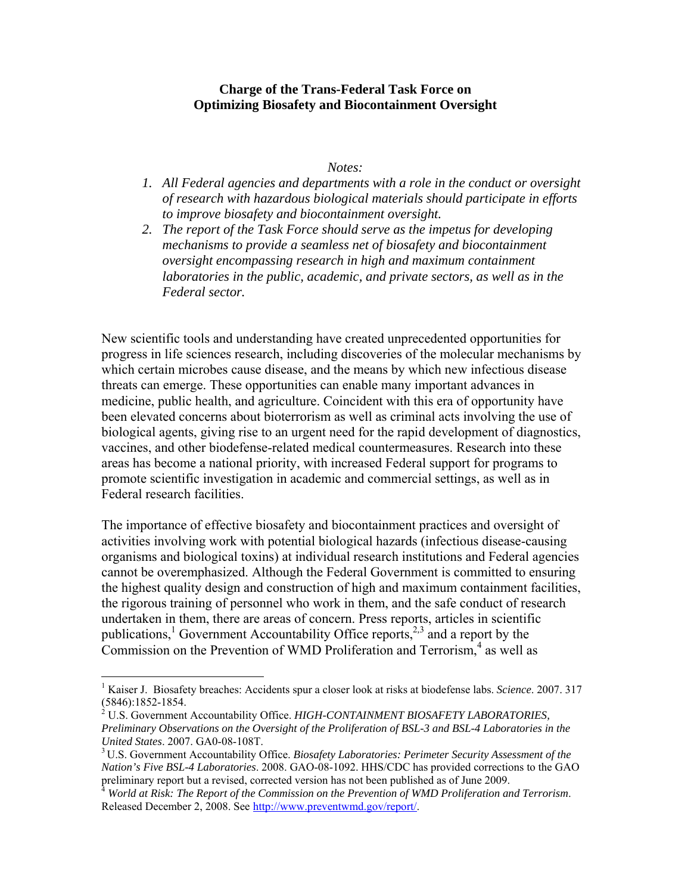# Charge of the Trans-Federal Task Force on Optimizing Biosafety and Biocontainment Oversight

*Notes:*

1. *All Federal agencies and departments with a role in the conduct or oversight of research with hazardous biological materials should participate in efforts to improve biosafety and biocontainment oversight.*
2. *The report of the Task Force should serve as the impetus for developing mechanisms to provide a seamless net of biosafety and biocontainment oversight encompassing research in high and maximum containment laboratories in the public, academic, and private sectors, as well as in the Federal sector.*

New scientific tools and understanding have created unprecedented opportunities for progress in life sciences research, including discoveries of the molecular mechanisms by which certain microbes cause disease, and the means by which new infectious disease threats can emerge. These opportunities can enable many important advances in medicine, public health, and agriculture. Coincident with this era of opportunity have been elevated concerns about bioterrorism as well as criminal acts involving the use of biological agents, giving rise to an urgent need for the rapid development of diagnostics, vaccines, and other biodefense-related medical countermeasures. Research into these areas has become a national priority, with increased Federal support for programs to promote scientific investigation in academic and commercial settings, as well as in Federal research facilities.

The importance of effective biosafety and biocontainment practices and oversight of activities involving work with potential biological hazards (infectious disease-causing organisms and biological toxins) at individual research institutions and Federal agencies cannot be overemphasized. Although the Federal Government is committed to ensuring the highest quality design and construction of high and maximum containment facilities, the rigorous training of personnel who work in them, and the safe conduct of research undertaken in them, there are areas of concern. Press reports, articles in scientific publications,[1] Government Accountability Office reports,[2,3] and a report by the Commission on the Prevention of WMD Proliferation and Terrorism,[4] as well as

---

[1] Kaiser J. Biosafety breaches: Accidents spur a closer look at risks at biodefense labs. *Science*. 2007. 317 (5846):1852-1854.

[2] U.S. Government Accountability Office. *HIGH-CONTAINMENT BIOSAFETY LABORATORIES, Preliminary Observations on the Oversight of the Proliferation of BSL-3 and BSL-4 Laboratories in the United States*. 2007. GA0-08-108T.

[3] U.S. Government Accountability Office. *Biosafety Laboratories: Perimeter Security Assessment of the Nation's Five BSL-4 Laboratories*. 2008. GAO-08-1092. HHS/CDC has provided corrections to the GAO preliminary report but a revised, corrected version has not been published as of June 2009.

[4] *World at Risk: The Report of the Commission on the Prevention of WMD Proliferation and Terrorism*. Released December 2, 2008. See http://www.preventwmd.gov/report/.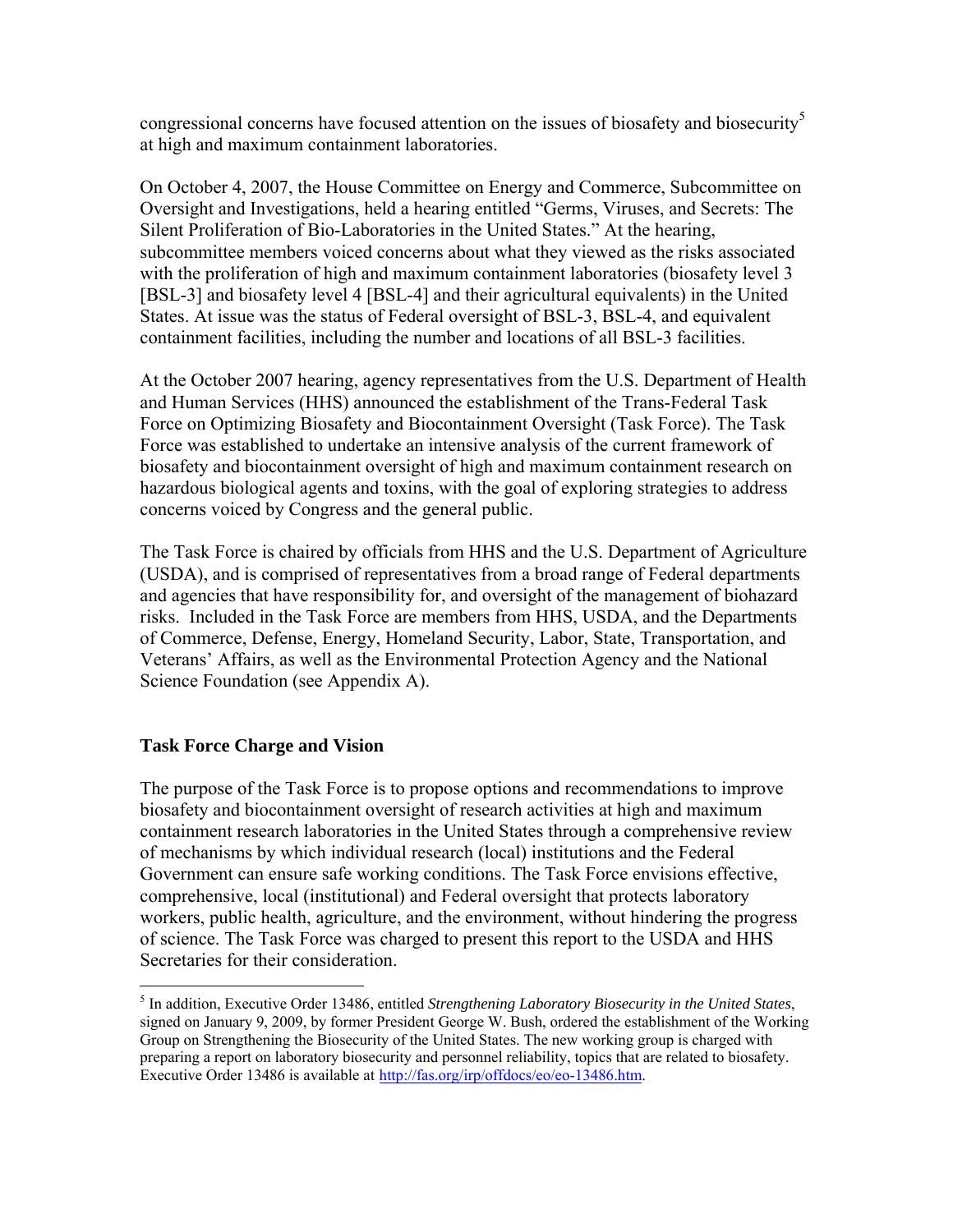congressional concerns have focused attention on the issues of biosafety and biosecurity[5] at high and maximum containment laboratories.

On October 4, 2007, the House Committee on Energy and Commerce, Subcommittee on Oversight and Investigations, held a hearing entitled "Germs, Viruses, and Secrets: The Silent Proliferation of Bio-Laboratories in the United States." At the hearing, subcommittee members voiced concerns about what they viewed as the risks associated with the proliferation of high and maximum containment laboratories (biosafety level 3 [BSL-3] and biosafety level 4 [BSL-4] and their agricultural equivalents) in the United States. At issue was the status of Federal oversight of BSL-3, BSL-4, and equivalent containment facilities, including the number and locations of all BSL-3 facilities.

At the October 2007 hearing, agency representatives from the U.S. Department of Health and Human Services (HHS) announced the establishment of the Trans-Federal Task Force on Optimizing Biosafety and Biocontainment Oversight (Task Force). The Task Force was established to undertake an intensive analysis of the current framework of biosafety and biocontainment oversight of high and maximum containment research on hazardous biological agents and toxins, with the goal of exploring strategies to address concerns voiced by Congress and the general public.

The Task Force is chaired by officials from HHS and the U.S. Department of Agriculture (USDA), and is comprised of representatives from a broad range of Federal departments and agencies that have responsibility for, and oversight of the management of biohazard risks. Included in the Task Force are members from HHS, USDA, and the Departments of Commerce, Defense, Energy, Homeland Security, Labor, State, Transportation, and Veterans' Affairs, as well as the Environmental Protection Agency and the National Science Foundation (see Appendix A).

## Task Force Charge and Vision

The purpose of the Task Force is to propose options and recommendations to improve biosafety and biocontainment oversight of research activities at high and maximum containment research laboratories in the United States through a comprehensive review of mechanisms by which individual research (local) institutions and the Federal Government can ensure safe working conditions. The Task Force envisions effective, comprehensive, local (institutional) and Federal oversight that protects laboratory workers, public health, agriculture, and the environment, without hindering the progress of science. The Task Force was charged to present this report to the USDA and HHS Secretaries for their consideration.

---

[5] In addition, Executive Order 13486, entitled *Strengthening Laboratory Biosecurity in the United States*, signed on January 9, 2009, by former President George W. Bush, ordered the establishment of the Working Group on Strengthening the Biosecurity of the United States. The new working group is charged with preparing a report on laboratory biosecurity and personnel reliability, topics that are related to biosafety. Executive Order 13486 is available at http://fas.org/irp/offdocs/eo/eo-13486.htm.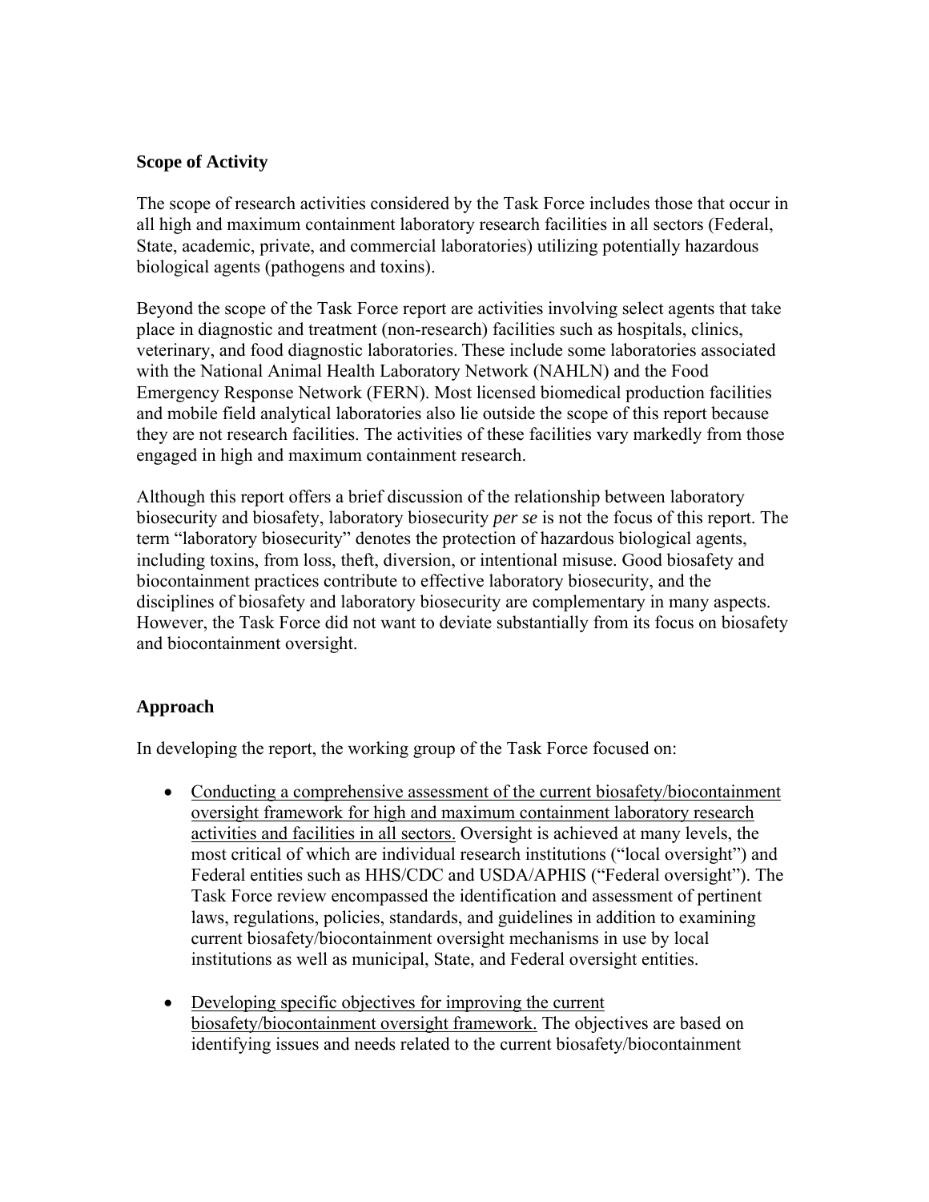**Scope of Activity**

The scope of research activities considered by the Task Force includes those that occur in all high and maximum containment laboratory research facilities in all sectors (Federal, State, academic, private, and commercial laboratories) utilizing potentially hazardous biological agents (pathogens and toxins).

Beyond the scope of the Task Force report are activities involving select agents that take place in diagnostic and treatment (non-research) facilities such as hospitals, clinics, veterinary, and food diagnostic laboratories. These include some laboratories associated with the National Animal Health Laboratory Network (NAHLN) and the Food Emergency Response Network (FERN). Most licensed biomedical production facilities and mobile field analytical laboratories also lie outside the scope of this report because they are not research facilities. The activities of these facilities vary markedly from those engaged in high and maximum containment research.

Although this report offers a brief discussion of the relationship between laboratory biosecurity and biosafety, laboratory biosecurity *per se* is not the focus of this report. The term "laboratory biosecurity" denotes the protection of hazardous biological agents, including toxins, from loss, theft, diversion, or intentional misuse. Good biosafety and biocontainment practices contribute to effective laboratory biosecurity, and the disciplines of biosafety and laboratory biosecurity are complementary in many aspects. However, the Task Force did not want to deviate substantially from its focus on biosafety and biocontainment oversight.

**Approach**

In developing the report, the working group of the Task Force focused on:

- Conducting a comprehensive assessment of the current biosafety/biocontainment oversight framework for high and maximum containment laboratory research activities and facilities in all sectors. Oversight is achieved at many levels, the most critical of which are individual research institutions ("local oversight") and Federal entities such as HHS/CDC and USDA/APHIS ("Federal oversight"). The Task Force review encompassed the identification and assessment of pertinent laws, regulations, policies, standards, and guidelines in addition to examining current biosafety/biocontainment oversight mechanisms in use by local institutions as well as municipal, State, and Federal oversight entities.

- Developing specific objectives for improving the current biosafety/biocontainment oversight framework. The objectives are based on identifying issues and needs related to the current biosafety/biocontainment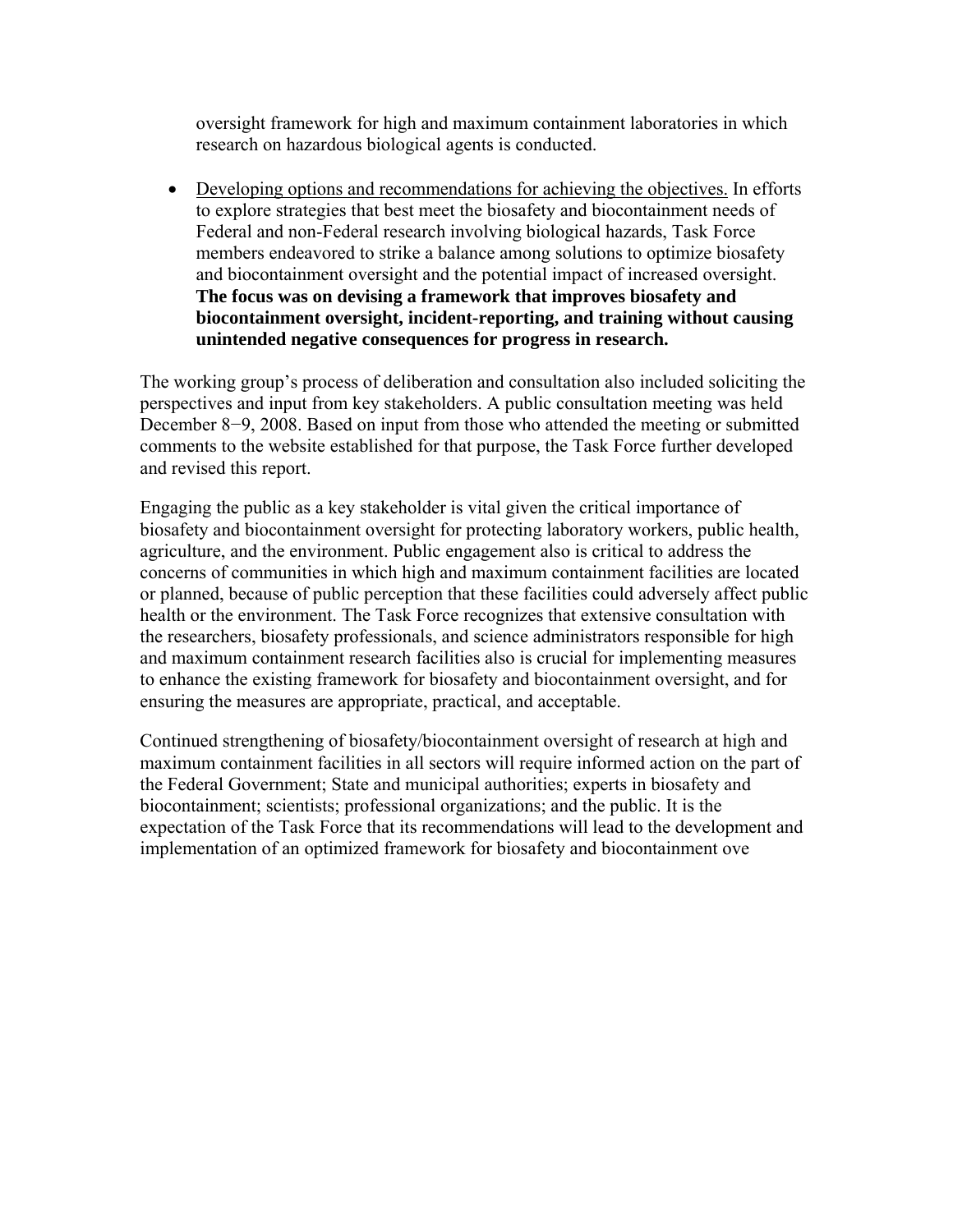oversight framework for high and maximum containment laboratories in which research on hazardous biological agents is conducted.

- Developing options and recommendations for achieving the objectives. In efforts to explore strategies that best meet the biosafety and biocontainment needs of Federal and non-Federal research involving biological hazards, Task Force members endeavored to strike a balance among solutions to optimize biosafety and biocontainment oversight and the potential impact of increased oversight. **The focus was on devising a framework that improves biosafety and biocontainment oversight, incident-reporting, and training without causing unintended negative consequences for progress in research.**

The working group's process of deliberation and consultation also included soliciting the perspectives and input from key stakeholders. A public consultation meeting was held December 8−9, 2008. Based on input from those who attended the meeting or submitted comments to the website established for that purpose, the Task Force further developed and revised this report.

Engaging the public as a key stakeholder is vital given the critical importance of biosafety and biocontainment oversight for protecting laboratory workers, public health, agriculture, and the environment. Public engagement also is critical to address the concerns of communities in which high and maximum containment facilities are located or planned, because of public perception that these facilities could adversely affect public health or the environment. The Task Force recognizes that extensive consultation with the researchers, biosafety professionals, and science administrators responsible for high and maximum containment research facilities also is crucial for implementing measures to enhance the existing framework for biosafety and biocontainment oversight, and for ensuring the measures are appropriate, practical, and acceptable.

Continued strengthening of biosafety/biocontainment oversight of research at high and maximum containment facilities in all sectors will require informed action on the part of the Federal Government; State and municipal authorities; experts in biosafety and biocontainment; scientists; professional organizations; and the public. It is the expectation of the Task Force that its recommendations will lead to the development and implementation of an optimized framework for biosafety and biocontainment ove